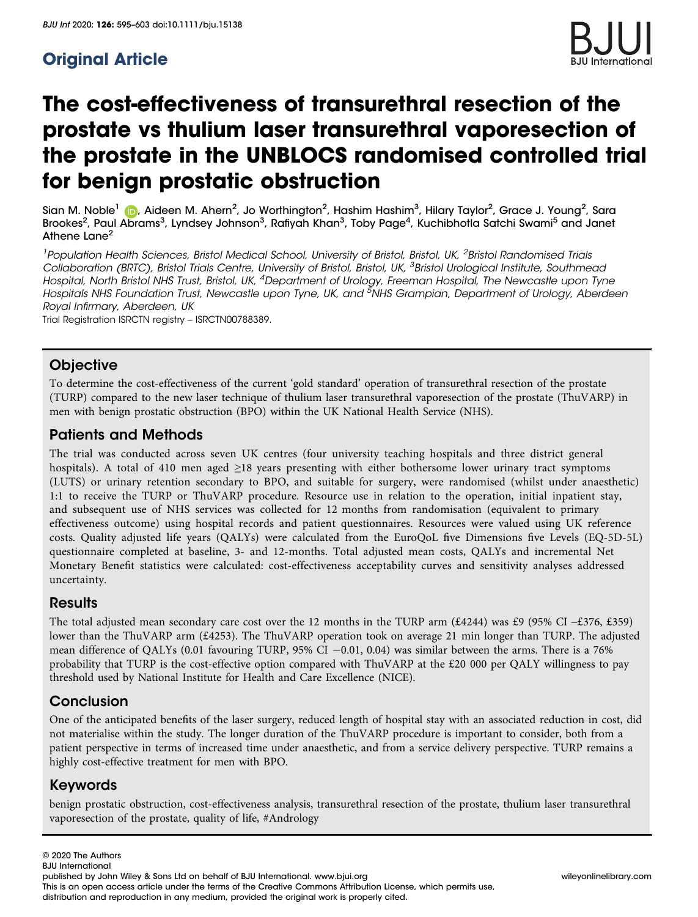## Original Article

# The cost-effectiveness of transurethral resection of the prostate vs thulium laser transurethral vaporesection of the prostate in the UNBLOCS randomised controlled trial for benign prostatic obstruction

Sian M. Noble[1], Aideen M. Ahern[2], Jo Worthington[2], Hashim Hashim[3], Hilary Taylor[2], Grace J. Young[2], Sara Brookes[2], Paul Abrams[3], Lyndsey Johnson[3], Rafiyah Khan[3], Toby Page[4], Kuchibhotla Satchi Swami[5] and Janet Athene Lane[2]

[1]Population Health Sciences, Bristol Medical School, University of Bristol, Bristol, UK, [2]Bristol Randomised Trials Collaboration (BRTC), Bristol Trials Centre, University of Bristol, Bristol, UK, [3]Bristol Urological Institute, Southmead Hospital, North Bristol NHS Trust, Bristol, UK, [4]Department of Urology, Freeman Hospital, The Newcastle upon Tyne Hospitals NHS Foundation Trust, Newcastle upon Tyne, UK, and [5]NHS Grampian, Department of Urology, Aberdeen Royal Infirmary, Aberdeen, UK

Trial Registration ISRCTN registry – ISRCTN00788389.

## Objective

To determine the cost-effectiveness of the current 'gold standard' operation of transurethral resection of the prostate (TURP) compared to the new laser technique of thulium laser transurethral vaporesection of the prostate (ThuVARP) in men with benign prostatic obstruction (BPO) within the UK National Health Service (NHS).

## Patients and Methods

The trial was conducted across seven UK centres (four university teaching hospitals and three district general hospitals). A total of 410 men aged ≥18 years presenting with either bothersome lower urinary tract symptoms (LUTS) or urinary retention secondary to BPO, and suitable for surgery, were randomised (whilst under anaesthetic) 1:1 to receive the TURP or ThuVARP procedure. Resource use in relation to the operation, initial inpatient stay, and subsequent use of NHS services was collected for 12 months from randomisation (equivalent to primary effectiveness outcome) using hospital records and patient questionnaires. Resources were valued using UK reference costs. Quality adjusted life years (QALYs) were calculated from the EuroQoL five Dimensions five Levels (EQ-5D-5L) questionnaire completed at baseline, 3- and 12-months. Total adjusted mean costs, QALYs and incremental Net Monetary Benefit statistics were calculated: cost-effectiveness acceptability curves and sensitivity analyses addressed uncertainty.

## Results

The total adjusted mean secondary care cost over the 12 months in the TURP arm (£4244) was £9 (95% CI –£376, £359) lower than the ThuVARP arm (£4253). The ThuVARP operation took on average 21 min longer than TURP. The adjusted mean difference of QALYs (0.01 favouring TURP, 95% CI −0.01, 0.04) was similar between the arms. There is a 76% probability that TURP is the cost-effective option compared with ThuVARP at the £20 000 per QALY willingness to pay threshold used by National Institute for Health and Care Excellence (NICE).

## Conclusion

One of the anticipated benefits of the laser surgery, reduced length of hospital stay with an associated reduction in cost, did not materialise within the study. The longer duration of the ThuVARP procedure is important to consider, both from a patient perspective in terms of increased time under anaesthetic, and from a service delivery perspective. TURP remains a highly cost-effective treatment for men with BPO.

## Keywords

benign prostatic obstruction, cost-effectiveness analysis, transurethral resection of the prostate, thulium laser transurethral vaporesection of the prostate, quality of life, #Andrology

© 2020 The Authors
BJU International
published by John Wiley & Sons Ltd on behalf of BJU International. www.bjui.org
This is an open access article under the terms of the Creative Commons Attribution License, which permits use, distribution and reproduction in any medium, provided the original work is properly cited.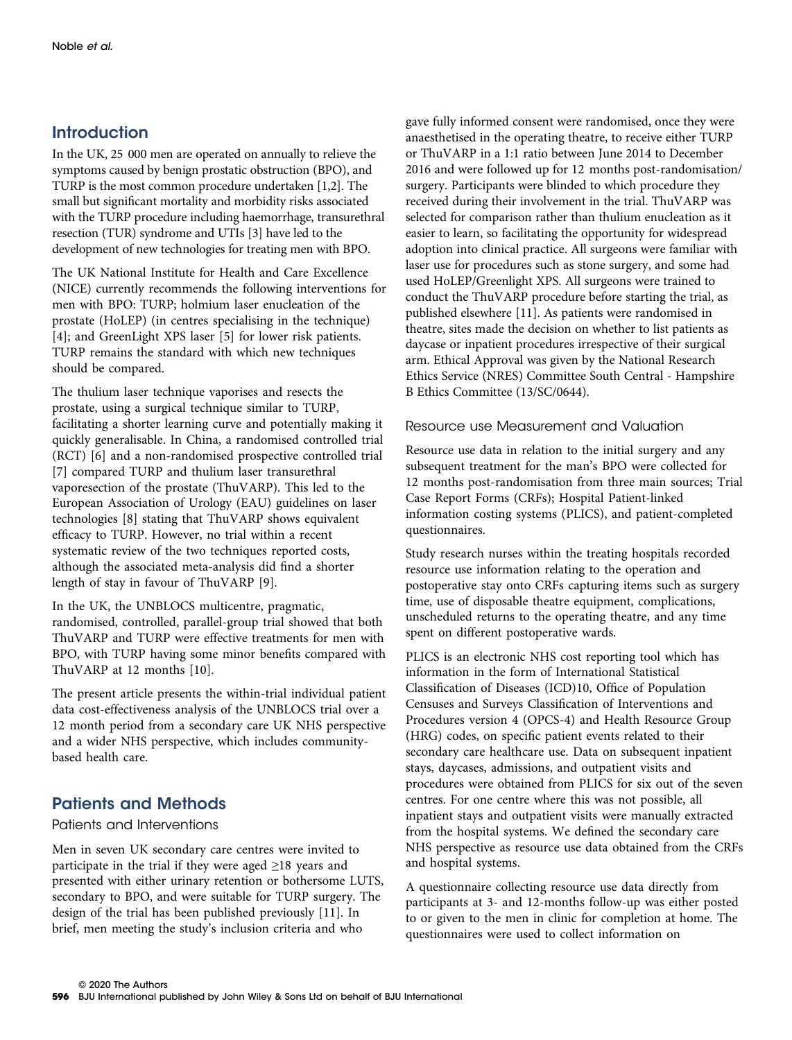## Introduction

In the UK, 25 000 men are operated on annually to relieve the symptoms caused by benign prostatic obstruction (BPO), and TURP is the most common procedure undertaken [1,2]. The small but significant mortality and morbidity risks associated with the TURP procedure including haemorrhage, transurethral resection (TUR) syndrome and UTIs [3] have led to the development of new technologies for treating men with BPO.

The UK National Institute for Health and Care Excellence (NICE) currently recommends the following interventions for men with BPO: TURP; holmium laser enucleation of the prostate (HoLEP) (in centres specialising in the technique) [4]; and GreenLight XPS laser [5] for lower risk patients. TURP remains the standard with which new techniques should be compared.

The thulium laser technique vaporises and resects the prostate, using a surgical technique similar to TURP, facilitating a shorter learning curve and potentially making it quickly generalisable. In China, a randomised controlled trial (RCT) [6] and a non-randomised prospective controlled trial [7] compared TURP and thulium laser transurethral vaporesection of the prostate (ThuVARP). This led to the European Association of Urology (EAU) guidelines on laser technologies [8] stating that ThuVARP shows equivalent efficacy to TURP. However, no trial within a recent systematic review of the two techniques reported costs, although the associated meta-analysis did find a shorter length of stay in favour of ThuVARP [9].

In the UK, the UNBLOCS multicentre, pragmatic, randomised, controlled, parallel-group trial showed that both ThuVARP and TURP were effective treatments for men with BPO, with TURP having some minor benefits compared with ThuVARP at 12 months [10].

The present article presents the within-trial individual patient data cost-effectiveness analysis of the UNBLOCS trial over a 12 month period from a secondary care UK NHS perspective and a wider NHS perspective, which includes community-based health care.

## Patients and Methods

### Patients and Interventions

Men in seven UK secondary care centres were invited to participate in the trial if they were aged ≥18 years and presented with either urinary retention or bothersome LUTS, secondary to BPO, and were suitable for TURP surgery. The design of the trial has been published previously [11]. In brief, men meeting the study's inclusion criteria and who gave fully informed consent were randomised, once they were anaesthetised in the operating theatre, to receive either TURP or ThuVARP in a 1:1 ratio between June 2014 to December 2016 and were followed up for 12 months post-randomisation/surgery. Participants were blinded to which procedure they received during their involvement in the trial. ThuVARP was selected for comparison rather than thulium enucleation as it easier to learn, so facilitating the opportunity for widespread adoption into clinical practice. All surgeons were familiar with laser use for procedures such as stone surgery, and some had used HoLEP/Greenlight XPS. All surgeons were trained to conduct the ThuVARP procedure before starting the trial, as published elsewhere [11]. As patients were randomised in theatre, sites made the decision on whether to list patients as daycase or inpatient procedures irrespective of their surgical arm. Ethical Approval was given by the National Research Ethics Service (NRES) Committee South Central - Hampshire B Ethics Committee (13/SC/0644).

### Resource use Measurement and Valuation

Resource use data in relation to the initial surgery and any subsequent treatment for the man's BPO were collected for 12 months post-randomisation from three main sources; Trial Case Report Forms (CRFs); Hospital Patient-linked information costing systems (PLICS), and patient-completed questionnaires.

Study research nurses within the treating hospitals recorded resource use information relating to the operation and postoperative stay onto CRFs capturing items such as surgery time, use of disposable theatre equipment, complications, unscheduled returns to the operating theatre, and any time spent on different postoperative wards.

PLICS is an electronic NHS cost reporting tool which has information in the form of International Statistical Classification of Diseases (ICD)10, Office of Population Censuses and Surveys Classification of Interventions and Procedures version 4 (OPCS-4) and Health Resource Group (HRG) codes, on specific patient events related to their secondary care healthcare use. Data on subsequent inpatient stays, daycases, admissions, and outpatient visits and procedures were obtained from PLICS for six out of the seven centres. For one centre where this was not possible, all inpatient stays and outpatient visits were manually extracted from the hospital systems. We defined the secondary care NHS perspective as resource use data obtained from the CRFs and hospital systems.

A questionnaire collecting resource use data directly from participants at 3- and 12-months follow-up was either posted to or given to the men in clinic for completion at home. The questionnaires were used to collect information on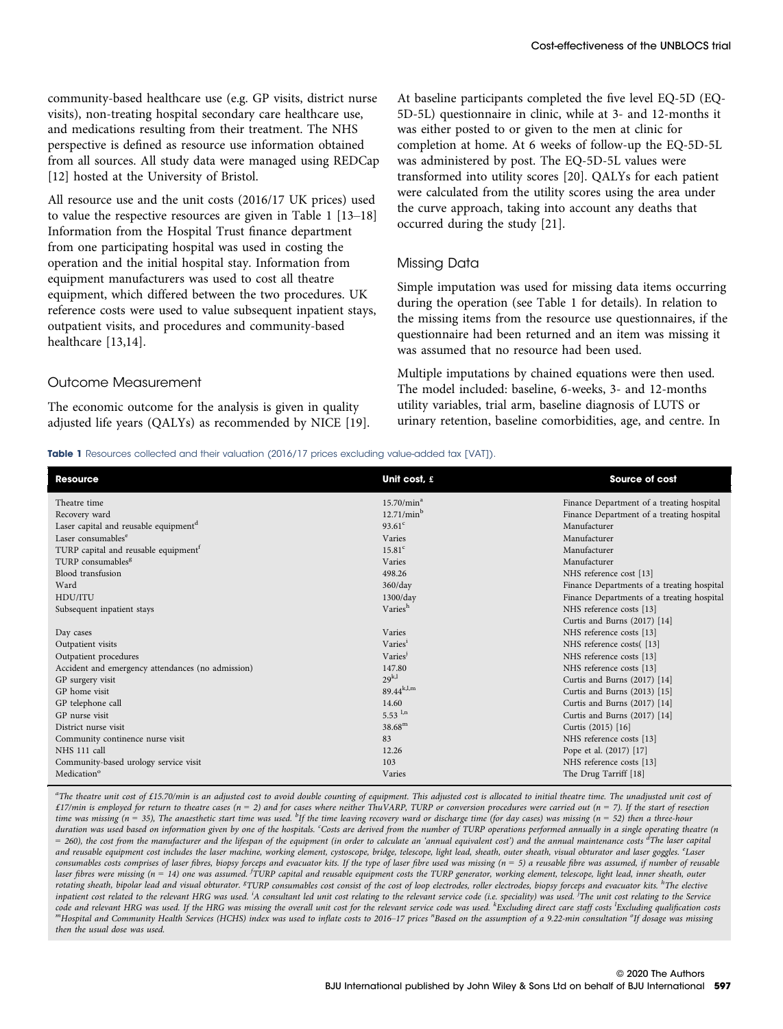community-based healthcare use (e.g. GP visits, district nurse visits), non-treating hospital secondary care healthcare use, and medications resulting from their treatment. The NHS perspective is defined as resource use information obtained from all sources. All study data were managed using REDCap [12] hosted at the University of Bristol.

All resource use and the unit costs (2016/17 UK prices) used to value the respective resources are given in Table 1 [13–18] Information from the Hospital Trust finance department from one participating hospital was used in costing the operation and the initial hospital stay. Information from equipment manufacturers was used to cost all theatre equipment, which differed between the two procedures. UK reference costs were used to value subsequent inpatient stays, outpatient visits, and procedures and community-based healthcare [13,14].

## Outcome Measurement

The economic outcome for the analysis is given in quality adjusted life years (QALYs) as recommended by NICE [19]. At baseline participants completed the five level EQ-5D (EQ-5D-5L) questionnaire in clinic, while at 3- and 12-months it was either posted to or given to the men at clinic for completion at home. At 6 weeks of follow-up the EQ-5D-5L was administered by post. The EQ-5D-5L values were transformed into utility scores [20]. QALYs for each patient were calculated from the utility scores using the area under the curve approach, taking into account any deaths that occurred during the study [21].

## Missing Data

Simple imputation was used for missing data items occurring during the operation (see Table 1 for details). In relation to the missing items from the resource use questionnaires, if the questionnaire had been returned and an item was missing it was assumed that no resource had been used.

Multiple imputations by chained equations were then used. The model included: baseline, 6-weeks, 3- and 12-months utility variables, trial arm, baseline diagnosis of LUTS or urinary retention, baseline comorbidities, age, and centre. In

**Table 1** Resources collected and their valuation (2016/17 prices excluding value-added tax [VAT]).

| Resource | Unit cost, £ | Source of cost |
|---|---|---|
| Theatre time | 15.70/min[a] | Finance Department of a treating hospital |
| Recovery ward | 12.71/min[b] | Finance Department of a treating hospital |
| Laser capital and reusable equipment[d] | 93.61[c] | Manufacturer |
| Laser consumables[e] | Varies | Manufacturer |
| TURP capital and reusable equipment[f] | 15.81[c] | Manufacturer |
| TURP consumables[g] | Varies | Manufacturer |
| Blood transfusion | 498.26 | NHS reference cost [13] |
| Ward | 360/day | Finance Departments of a treating hospital |
| HDU/ITU | 1300/day | Finance Departments of a treating hospital |
| Subsequent inpatient stays | Varies[h] | NHS reference costs [13] Curtis and Burns (2017) [14] |
| Day cases | Varies | NHS reference costs [13] |
| Outpatient visits | Varies[i] | NHS reference costs( [13] |
| Outpatient procedures | Varies[j] | NHS reference costs [13] |
| Accident and emergency attendances (no admission) | 147.80 | NHS reference costs [13] |
| GP surgery visit | 29[k,l] | Curtis and Burns (2017) [14] |
| GP home visit | 89.44[k,l,m] | Curtis and Burns (2013) [15] |
| GP telephone call | 14.60 | Curtis and Burns (2017) [14] |
| GP nurse visit | 5.53 [l,n] | Curtis and Burns (2017) [14] |
| District nurse visit | 38.68[m] | Curtis (2015) [16] |
| Community continence nurse visit | 83 | NHS reference costs [13] |
| NHS 111 call | 12.26 | Pope et al. (2017) [17] |
| Community-based urology service visit | 103 | NHS reference costs [13] |
| Medication[o] | Varies | The Drug Tarriff [18] |

*[a]The theatre unit cost of £15.70/min is an adjusted cost to avoid double counting of equipment. This adjusted cost is allocated to initial theatre time. The unadjusted unit cost of £17/min is employed for return to theatre cases (n = 2) and for cases where neither ThuVARP, TURP or conversion procedures were carried out (n = 7). If the start of resection time was missing (n = 35), The anaesthetic start time was used. [b]If the time leaving recovery ward or discharge time (for day cases) was missing (n = 52) then a three-hour duration was used based on information given by one of the hospitals. [c]Costs are derived from the number of TURP operations performed annually in a single operating theatre (n = 260), the cost from the manufacturer and the lifespan of the equipment (in order to calculate an 'annual equivalent cost') and the annual maintenance costs [d]The laser capital and reusable equipment cost includes the laser machine, working element, cystoscope, bridge, telescope, light lead, sheath, outer sheath, visual obturator and laser goggles. [e]Laser consumables costs comprises of laser fibres, biopsy forceps and evacuator kits. If the type of laser fibre used was missing (n = 5) a reusable fibre was assumed, if number of reusable laser fibres were missing (n = 14) one was assumed. [f]TURP capital and reusable equipment costs the TURP generator, working element, telescope, light lead, inner sheath, outer rotating sheath, bipolar lead and visual obturator. [g]TURP consumables cost consist of the cost of loop electrodes, roller electrodes, biopsy forceps and evacuator kits. [h]The elective inpatient cost related to the relevant HRG was used. [i]A consultant led unit cost relating to the relevant service code (i.e. speciality) was used. [j]The unit cost relating to the Service code and relevant HRG was used. If the HRG was missing the overall unit cost for the relevant service code was used. [k]Excluding direct care staff costs [l]Excluding qualification costs [m]Hospital and Community Health Services (HCHS) index was used to inflate costs to 2016–17 prices [n]Based on the assumption of a 9.22-min consultation [o]If dosage was missing then the usual dose was used.*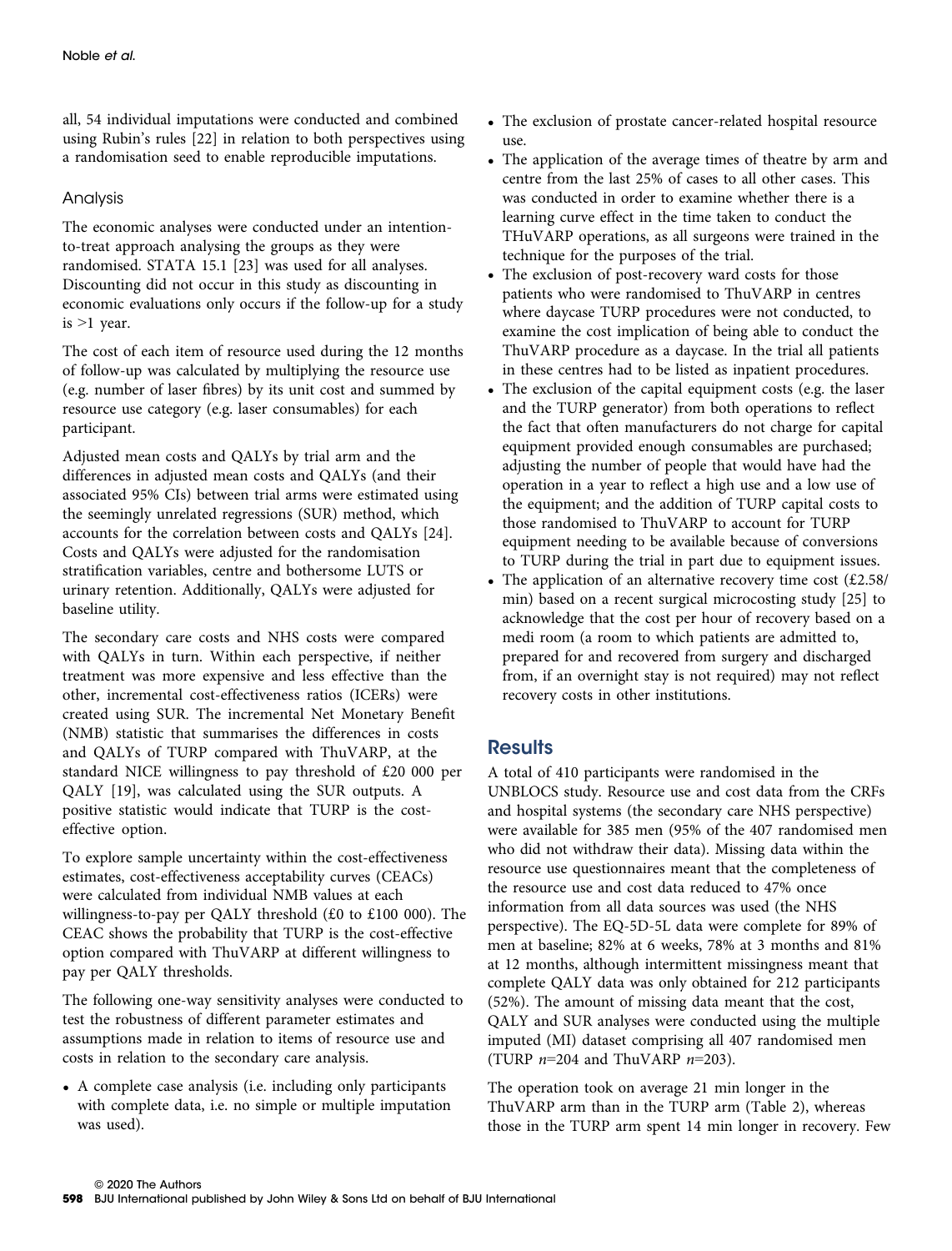all, 54 individual imputations were conducted and combined using Rubin's rules [22] in relation to both perspectives using a randomisation seed to enable reproducible imputations.

### Analysis

The economic analyses were conducted under an intention-to-treat approach analysing the groups as they were randomised. STATA 15.1 [23] was used for all analyses. Discounting did not occur in this study as discounting in economic evaluations only occurs if the follow-up for a study is >1 year.

The cost of each item of resource used during the 12 months of follow-up was calculated by multiplying the resource use (e.g. number of laser fibres) by its unit cost and summed by resource use category (e.g. laser consumables) for each participant.

Adjusted mean costs and QALYs by trial arm and the differences in adjusted mean costs and QALYs (and their associated 95% CIs) between trial arms were estimated using the seemingly unrelated regressions (SUR) method, which accounts for the correlation between costs and QALYs [24]. Costs and QALYs were adjusted for the randomisation stratification variables, centre and bothersome LUTS or urinary retention. Additionally, QALYs were adjusted for baseline utility.

The secondary care costs and NHS costs were compared with QALYs in turn. Within each perspective, if neither treatment was more expensive and less effective than the other, incremental cost-effectiveness ratios (ICERs) were created using SUR. The incremental Net Monetary Benefit (NMB) statistic that summarises the differences in costs and QALYs of TURP compared with ThuVARP, at the standard NICE willingness to pay threshold of £20 000 per QALY [19], was calculated using the SUR outputs. A positive statistic would indicate that TURP is the cost-effective option.

To explore sample uncertainty within the cost-effectiveness estimates, cost-effectiveness acceptability curves (CEACs) were calculated from individual NMB values at each willingness-to-pay per QALY threshold (£0 to £100 000). The CEAC shows the probability that TURP is the cost-effective option compared with ThuVARP at different willingness to pay per QALY thresholds.

The following one-way sensitivity analyses were conducted to test the robustness of different parameter estimates and assumptions made in relation to items of resource use and costs in relation to the secondary care analysis.

- A complete case analysis (i.e. including only participants with complete data, i.e. no simple or multiple imputation was used).
- The exclusion of prostate cancer-related hospital resource use.
- The application of the average times of theatre by arm and centre from the last 25% of cases to all other cases. This was conducted in order to examine whether there is a learning curve effect in the time taken to conduct the THuVARP operations, as all surgeons were trained in the technique for the purposes of the trial.
- The exclusion of post-recovery ward costs for those patients who were randomised to ThuVARP in centres where daycase TURP procedures were not conducted, to examine the cost implication of being able to conduct the ThuVARP procedure as a daycase. In the trial all patients in these centres had to be listed as inpatient procedures.
- The exclusion of the capital equipment costs (e.g. the laser and the TURP generator) from both operations to reflect the fact that often manufacturers do not charge for capital equipment provided enough consumables are purchased; adjusting the number of people that would have had the operation in a year to reflect a high use and a low use of the equipment; and the addition of TURP capital costs to those randomised to ThuVARP to account for TURP equipment needing to be available because of conversions to TURP during the trial in part due to equipment issues.
- The application of an alternative recovery time cost (£2.58/min) based on a recent surgical microcosting study [25] to acknowledge that the cost per hour of recovery based on a medi room (a room to which patients are admitted to, prepared for and recovered from surgery and discharged from, if an overnight stay is not required) may not reflect recovery costs in other institutions.

## Results

A total of 410 participants were randomised in the UNBLOCS study. Resource use and cost data from the CRFs and hospital systems (the secondary care NHS perspective) were available for 385 men (95% of the 407 randomised men who did not withdraw their data). Missing data within the resource use questionnaires meant that the completeness of the resource use and cost data reduced to 47% once information from all data sources was used (the NHS perspective). The EQ-5D-5L data were complete for 89% of men at baseline; 82% at 6 weeks, 78% at 3 months and 81% at 12 months, although intermittent missingness meant that complete QALY data was only obtained for 212 participants (52%). The amount of missing data meant that the cost, QALY and SUR analyses were conducted using the multiple imputed (MI) dataset comprising all 407 randomised men (TURP *n*=204 and ThuVARP *n*=203).

The operation took on average 21 min longer in the ThuVARP arm than in the TURP arm (Table 2), whereas those in the TURP arm spent 14 min longer in recovery. Few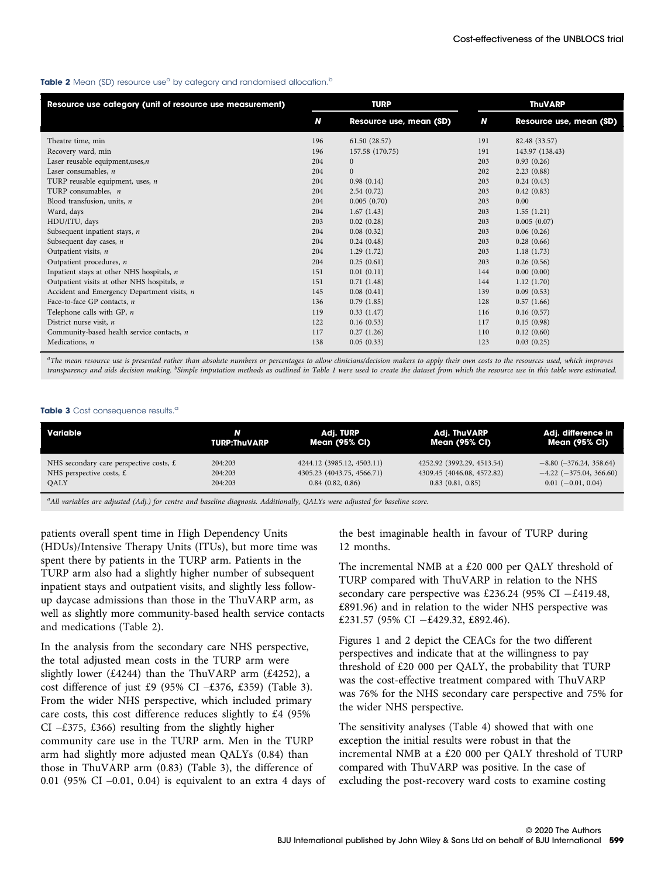**Table 2** Mean (SD) resource use[a] by category and randomised allocation.[b]

| Resource use category (unit of resource use measurement) | TURP | | ThuVARP | |
|---|---|---|---|---|
| | *N* | Resource use, mean (SD) | *N* | Resource use, mean (SD) |
| Theatre time, min | 196 | 61.50 (28.57) | 191 | 82.48 (33.57) |
| Recovery ward, min | 196 | 157.58 (170.75) | 191 | 143.97 (138.43) |
| Laser reusable equipment,uses,*n* | 204 | 0 | 203 | 0.93 (0.26) |
| Laser consumables, *n* | 204 | 0 | 202 | 2.23 (0.88) |
| TURP reusable equipment, uses, *n* | 204 | 0.98 (0.14) | 203 | 0.24 (0.43) |
| TURP consumables, *n* | 204 | 2.54 (0.72) | 203 | 0.42 (0.83) |
| Blood transfusion, units, *n* | 204 | 0.005 (0.70) | 203 | 0.00 |
| Ward, days | 204 | 1.67 (1.43) | 203 | 1.55 (1.21) |
| HDU/ITU, days | 203 | 0.02 (0.28) | 203 | 0.005 (0.07) |
| Subsequent inpatient stays, *n* | 204 | 0.08 (0.32) | 203 | 0.06 (0.26) |
| Subsequent day cases, *n* | 204 | 0.24 (0.48) | 203 | 0.28 (0.66) |
| Outpatient visits, *n* | 204 | 1.29 (1.72) | 203 | 1.18 (1.73) |
| Outpatient procedures, *n* | 204 | 0.25 (0.61) | 203 | 0.26 (0.56) |
| Inpatient stays at other NHS hospitals, *n* | 151 | 0.01 (0.11) | 144 | 0.00 (0.00) |
| Outpatient visits at other NHS hospitals, *n* | 151 | 0.71 (1.48) | 144 | 1.12 (1.70) |
| Accident and Emergency Department visits, *n* | 145 | 0.08 (0.41) | 139 | 0.09 (0.53) |
| Face-to-face GP contacts, *n* | 136 | 0.79 (1.85) | 128 | 0.57 (1.66) |
| Telephone calls with GP, *n* | 119 | 0.33 (1.47) | 116 | 0.16 (0.57) |
| District nurse visit, *n* | 122 | 0.16 (0.53) | 117 | 0.15 (0.98) |
| Community-based health service contacts, *n* | 117 | 0.27 (1.26) | 110 | 0.12 (0.60) |
| Medications, *n* | 138 | 0.05 (0.33) | 123 | 0.03 (0.25) |

[a]*The mean resource use is presented rather than absolute numbers or percentages to allow clinicians/decision makers to apply their own costs to the resources used, which improves transparency and aids decision making.* [b]*Simple imputation methods as outlined in Table 1 were used to create the dataset from which the resource use in this table were estimated.*

**Table 3** Cost consequence results.[a]

| Variable | N TURP:ThuVARP | Adj. TURP Mean (95% CI) | Adj. ThuVARP Mean (95% CI) | Adj. difference in Mean (95% CI) |
|---|---|---|---|---|
| NHS secondary care perspective costs, £ | 204:203 | 4244.12 (3985.12, 4503.11) | 4252.92 (3992.29, 4513.54) | −8.80 (−376.24, 358.64) |
| NHS perspective costs, £ | 204:203 | 4305.23 (4043.75, 4566.71) | 4309.45 (4046.08, 4572.82) | −4.22 (−375.04, 366.60) |
| QALY | 204:203 | 0.84 (0.82, 0.86) | 0.83 (0.81, 0.85) | 0.01 (−0.01, 0.04) |

[a]*All variables are adjusted (Adj.) for centre and baseline diagnosis. Additionally, QALYs were adjusted for baseline score.*

patients overall spent time in High Dependency Units (HDUs)/Intensive Therapy Units (ITUs), but more time was spent there by patients in the TURP arm. Patients in the TURP arm also had a slightly higher number of subsequent inpatient stays and outpatient visits, and slightly less follow-up daycase admissions than those in the ThuVARP arm, as well as slightly more community-based health service contacts and medications (Table 2).

In the analysis from the secondary care NHS perspective, the total adjusted mean costs in the TURP arm were slightly lower (£4244) than the ThuVARP arm (£4252), a cost difference of just £9 (95% CI –£376, £359) (Table 3). From the wider NHS perspective, which included primary care costs, this cost difference reduces slightly to £4 (95% CI –£375, £366) resulting from the slightly higher community care use in the TURP arm. Men in the TURP arm had slightly more adjusted mean QALYs (0.84) than those in ThuVARP arm (0.83) (Table 3), the difference of 0.01 (95% CI –0.01, 0.04) is equivalent to an extra 4 days of the best imaginable health in favour of TURP during 12 months.

The incremental NMB at a £20 000 per QALY threshold of TURP compared with ThuVARP in relation to the NHS secondary care perspective was £236.24 (95% CI −£419.48, £891.96) and in relation to the wider NHS perspective was £231.57 (95% CI −£429.32, £892.46).

Figures 1 and 2 depict the CEACs for the two different perspectives and indicate that at the willingness to pay threshold of £20 000 per QALY, the probability that TURP was the cost-effective treatment compared with ThuVARP was 76% for the NHS secondary care perspective and 75% for the wider NHS perspective.

The sensitivity analyses (Table 4) showed that with one exception the initial results were robust in that the incremental NMB at a £20 000 per QALY threshold of TURP compared with ThuVARP was positive. In the case of excluding the post-recovery ward costs to examine costing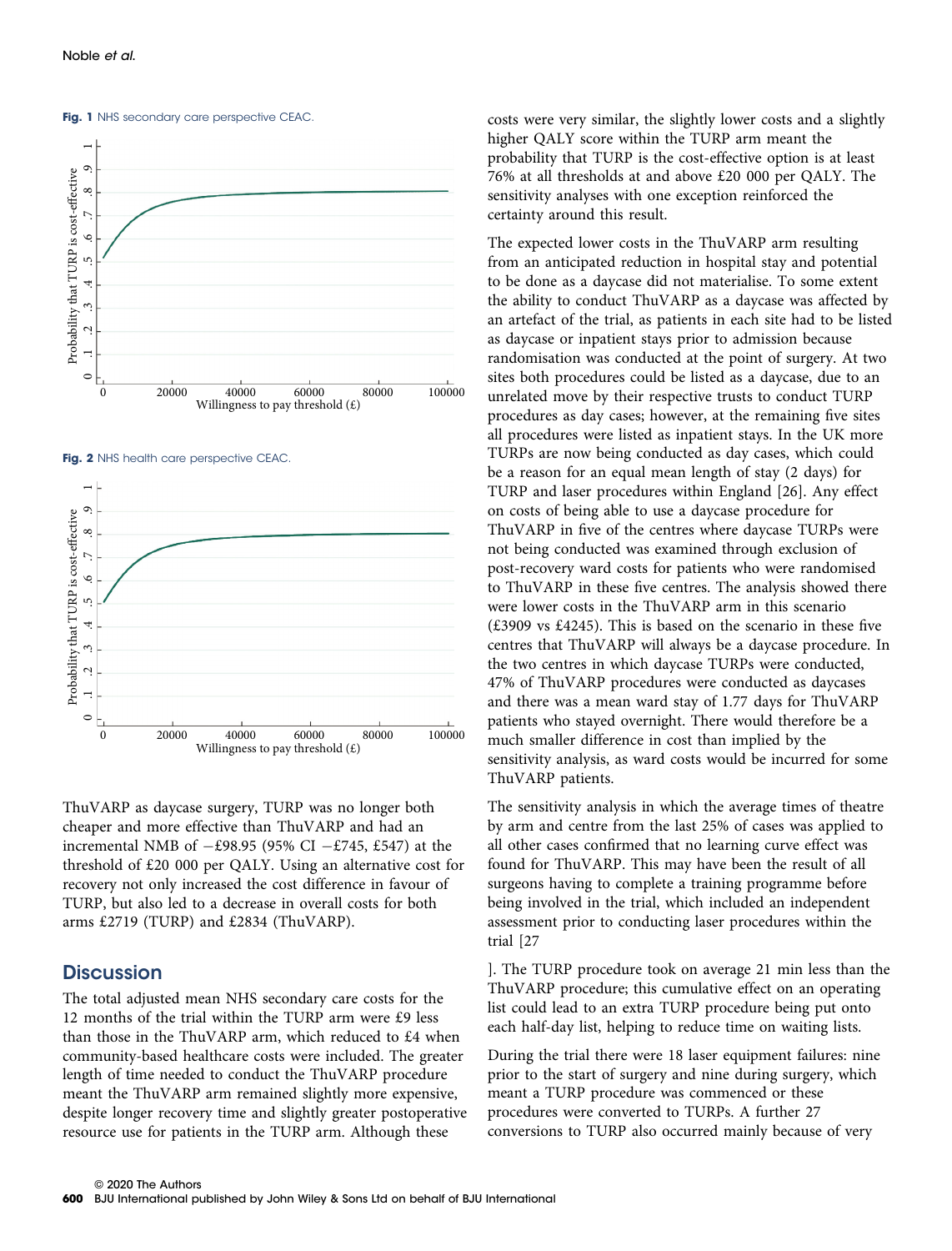**Fig. 1** NHS secondary care perspective CEAC.

**Fig. 2** NHS health care perspective CEAC.

ThuVARP as daycase surgery, TURP was no longer both cheaper and more effective than ThuVARP and had an incremental NMB of −£98.95 (95% CI −£745, £547) at the threshold of £20 000 per QALY. Using an alternative cost for recovery not only increased the cost difference in favour of TURP, but also led to a decrease in overall costs for both arms £2719 (TURP) and £2834 (ThuVARP).

## Discussion

The total adjusted mean NHS secondary care costs for the 12 months of the trial within the TURP arm were £9 less than those in the ThuVARP arm, which reduced to £4 when community-based healthcare costs were included. The greater length of time needed to conduct the ThuVARP procedure meant the ThuVARP arm remained slightly more expensive, despite longer recovery time and slightly greater postoperative resource use for patients in the TURP arm. Although these costs were very similar, the slightly lower costs and a slightly higher QALY score within the TURP arm meant the probability that TURP is the cost-effective option is at least 76% at all thresholds at and above £20 000 per QALY. The sensitivity analyses with one exception reinforced the certainty around this result.

The expected lower costs in the ThuVARP arm resulting from an anticipated reduction in hospital stay and potential to be done as a daycase did not materialise. To some extent the ability to conduct ThuVARP as a daycase was affected by an artefact of the trial, as patients in each site had to be listed as daycase or inpatient stays prior to admission because randomisation was conducted at the point of surgery. At two sites both procedures could be listed as a daycase, due to an unrelated move by their respective trusts to conduct TURP procedures as day cases; however, at the remaining five sites all procedures were listed as inpatient stays. In the UK more TURPs are now being conducted as day cases, which could be a reason for an equal mean length of stay (2 days) for TURP and laser procedures within England [26]. Any effect on costs of being able to use a daycase procedure for ThuVARP in five of the centres where daycase TURPs were not being conducted was examined through exclusion of post-recovery ward costs for patients who were randomised to ThuVARP in these five centres. The analysis showed there were lower costs in the ThuVARP arm in this scenario (£3909 vs £4245). This is based on the scenario in these five centres that ThuVARP will always be a daycase procedure. In the two centres in which daycase TURPs were conducted, 47% of ThuVARP procedures were conducted as daycases and there was a mean ward stay of 1.77 days for ThuVARP patients who stayed overnight. There would therefore be a much smaller difference in cost than implied by the sensitivity analysis, as ward costs would be incurred for some ThuVARP patients.

The sensitivity analysis in which the average times of theatre by arm and centre from the last 25% of cases was applied to all other cases confirmed that no learning curve effect was found for ThuVARP. This may have been the result of all surgeons having to complete a training programme before being involved in the trial, which included an independent assessment prior to conducting laser procedures within the trial [27]. The TURP procedure took on average 21 min less than the ThuVARP procedure; this cumulative effect on an operating list could lead to an extra TURP procedure being put onto each half-day list, helping to reduce time on waiting lists.

During the trial there were 18 laser equipment failures: nine prior to the start of surgery and nine during surgery, which meant a TURP procedure was commenced or these procedures were converted to TURPs. A further 27 conversions to TURP also occurred mainly because of very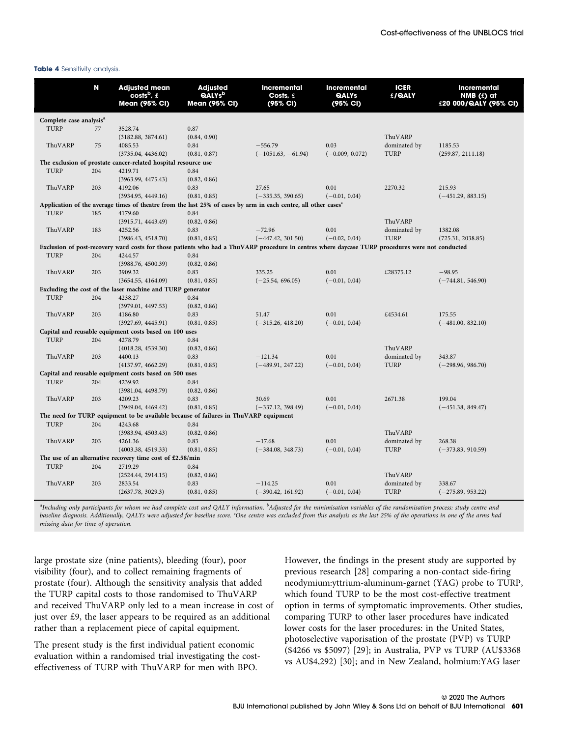**Table 4** Sensitivity analysis.

| | N | Adjusted mean costs[b], £ Mean (95% CI) | Adjusted QALYs[b] Mean (95% CI) | Incremental Costs, £ (95% CI) | Incremental QALYs (95% CI) | ICER £/QALY | Incremental NMB (£) at £20 000/QALY (95% CI) |
|---|---|---|---|---|---|---|---|
| **Complete case analysis[a]** | | | | | | | |
| TURP | 77 | 3528.74 (3182.88, 3874.61) | 0.87 (0.84, 0.90) | | | | |
| ThuVARP | 75 | 4085.53 (3735.04, 4436.02) | 0.84 (0.81, 0.87) | −556.79 (−1051.63, −61.94) | 0.03 (−0.009, 0.072) | ThuVARP dominated by TURP | 1185.53 (259.87, 2111.18) |
| **The exclusion of prostate cancer-related hospital resource use** | | | | | | | |
| TURP | 204 | 4219.71 (3963.99, 4475.43) | 0.84 (0.82, 0.86) | | | | |
| ThuVARP | 203 | 4192.06 (3934.95, 4449.16) | 0.83 (0.81, 0.85) | 27.65 (−335.35, 390.65) | 0.01 (−0.01, 0.04) | 2270.32 | 215.93 (−451.29, 883.15) |
| **Application of the average times of theatre from the last 25% of cases by arm in each centre, all other cases[c]** | | | | | | | |
| TURP | 185 | 4179.60 (3915.71, 4443.49) | 0.84 (0.82, 0.86) | | | | |
| ThuVARP | 183 | 4252.56 (3986.43, 4518.70) | 0.83 (0.81, 0.85) | −72.96 (−447.42, 301.50) | 0.01 (−0.02, 0.04) | ThuVARP dominated by TURP | 1382.08 (725.31, 2038.85) |
| **Exclusion of post-recovery ward costs for those patients who had a ThuVARP procedure in centres where daycase TURP procedures were not conducted** | | | | | | | |
| TURP | 204 | 4244.57 (3988.76, 4500.39) | 0.84 (0.82, 0.86) | | | | |
| ThuVARP | 203 | 3909.32 (3654.55, 4164.09) | 0.83 (0.81, 0.85) | 335.25 (−25.54, 696.05) | 0.01 (−0.01, 0.04) | £28375.12 | −98.95 (−744.81, 546.90) |
| **Excluding the cost of the laser machine and TURP generator** | | | | | | | |
| TURP | 204 | 4238.27 (3979.01, 4497.53) | 0.84 (0.82, 0.86) | | | | |
| ThuVARP | 203 | 4186.80 (3927.69, 4445.91) | 0.83 (0.81, 0.85) | 51.47 (−315.26, 418.20) | 0.01 (−0.01, 0.04) | £4534.61 | 175.55 (−481.00, 832.10) |
| **Capital and reusable equipment costs based on 100 uses** | | | | | | | |
| TURP | 204 | 4278.79 (4018.28, 4539.30) | 0.84 (0.82, 0.86) | | | | |
| ThuVARP | 203 | 4400.13 (4137.97, 4662.29) | 0.83 (0.81, 0.85) | −121.34 (−489.91, 247.22) | 0.01 (−0.01, 0.04) | ThuVARP dominated by TURP | 343.87 (−298.96, 986.70) |
| **Capital and reusable equipment costs based on 500 uses** | | | | | | | |
| TURP | 204 | 4239.92 (3981.04, 4498.79) | 0.84 (0.82, 0.86) | | | | |
| ThuVARP | 203 | 4209.23 (3949.04, 4469.42) | 0.83 (0.81, 0.85) | 30.69 (−337.12, 398.49) | 0.01 (−0.01, 0.04) | 2671.38 | 199.04 (−451.38, 849.47) |
| **The need for TURP equipment to be available because of failures in ThuVARP equipment** | | | | | | | |
| TURP | 204 | 4243.68 (3983.94, 4503.43) | 0.84 (0.82, 0.86) | | | | |
| ThuVARP | 203 | 4261.36 (4003.38, 4519.33) | 0.83 (0.81, 0.85) | −17.68 (−384.08, 348.73) | 0.01 (−0.01, 0.04) | ThuVARP dominated by TURP | 268.38 (−373.83, 910.59) |
| **The use of an alternative recovery time cost of £2.58/min** | | | | | | | |
| TURP | 204 | 2719.29 (2524.44, 2914.15) | 0.84 (0.82, 0.86) | | | | |
| ThuVARP | 203 | 2833.54 (2637.78, 3029.3) | 0.83 (0.81, 0.85) | −114.25 (−390.42, 161.92) | 0.01 (−0.01, 0.04) | ThuVARP dominated by TURP | 338.67 (−275.89, 953.22) |

[a]Including only participants for whom we had complete cost and QALY information. [b]Adjusted for the minimisation variables of the randomisation process: study centre and baseline diagnosis. Additionally, QALYs were adjusted for baseline score. [c]One centre was excluded from this analysis as the last 25% of the operations in one of the arms had missing data for time of operation.

large prostate size (nine patients), bleeding (four), poor visibility (four), and to collect remaining fragments of prostate (four). Although the sensitivity analysis that added the TURP capital costs to those randomised to ThuVARP and received ThuVARP only led to a mean increase in cost of just over £9, the laser appears to be required as an additional rather than a replacement piece of capital equipment.

The present study is the first individual patient economic evaluation within a randomised trial investigating the cost-effectiveness of TURP with ThuVARP for men with BPO. However, the findings in the present study are supported by previous research [28] comparing a non-contact side-firing neodymium:yttrium-aluminum-garnet (YAG) probe to TURP, which found TURP to be the most cost-effective treatment option in terms of symptomatic improvements. Other studies, comparing TURP to other laser procedures have indicated lower costs for the laser procedures: in the United States, photoselective vaporisation of the prostate (PVP) vs TURP ($4266 vs $5097) [29]; in Australia, PVP vs TURP (AU$3368 vs AU$4,292) [30]; and in New Zealand, holmium:YAG laser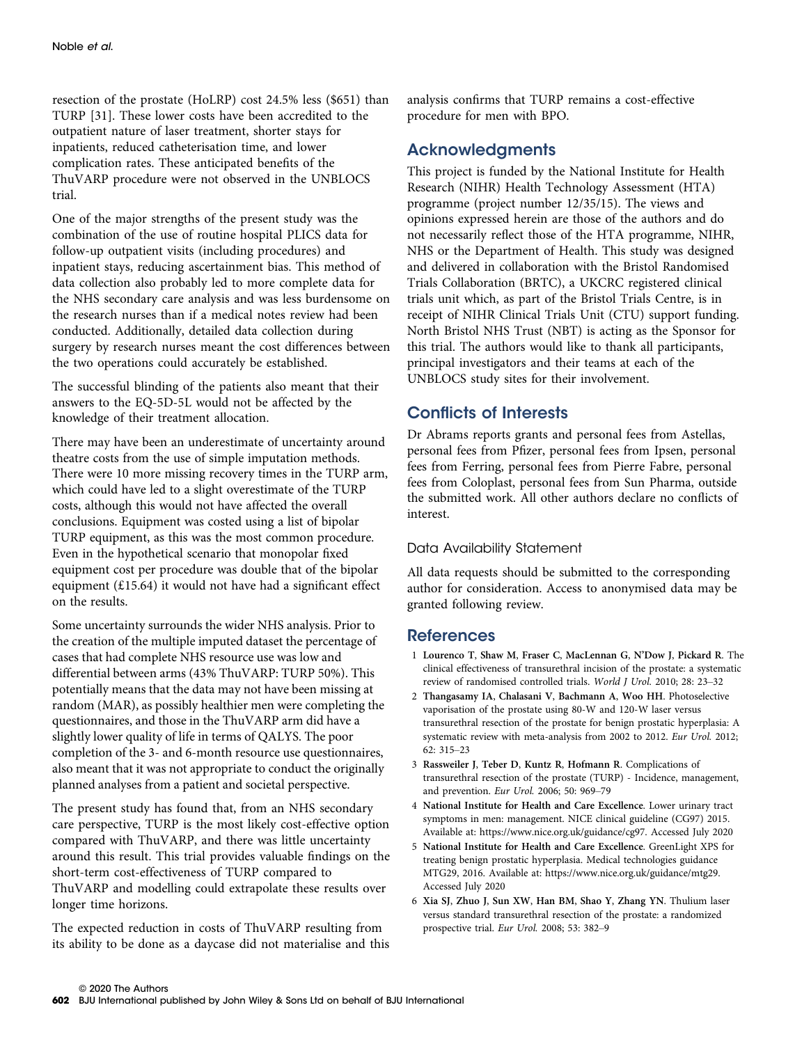resection of the prostate (HoLRP) cost 24.5% less ($651) than TURP [31]. These lower costs have been accredited to the outpatient nature of laser treatment, shorter stays for inpatients, reduced catheterisation time, and lower complication rates. These anticipated benefits of the ThuVARP procedure were not observed in the UNBLOCS trial.

One of the major strengths of the present study was the combination of the use of routine hospital PLICS data for follow-up outpatient visits (including procedures) and inpatient stays, reducing ascertainment bias. This method of data collection also probably led to more complete data for the NHS secondary care analysis and was less burdensome on the research nurses than if a medical notes review had been conducted. Additionally, detailed data collection during surgery by research nurses meant the cost differences between the two operations could accurately be established.

The successful blinding of the patients also meant that their answers to the EQ-5D-5L would not be affected by the knowledge of their treatment allocation.

There may have been an underestimate of uncertainty around theatre costs from the use of simple imputation methods. There were 10 more missing recovery times in the TURP arm, which could have led to a slight overestimate of the TURP costs, although this would not have affected the overall conclusions. Equipment was costed using a list of bipolar TURP equipment, as this was the most common procedure. Even in the hypothetical scenario that monopolar fixed equipment cost per procedure was double that of the bipolar equipment (£15.64) it would not have had a significant effect on the results.

Some uncertainty surrounds the wider NHS analysis. Prior to the creation of the multiple imputed dataset the percentage of cases that had complete NHS resource use was low and differential between arms (43% ThuVARP: TURP 50%). This potentially means that the data may not have been missing at random (MAR), as possibly healthier men were completing the questionnaires, and those in the ThuVARP arm did have a slightly lower quality of life in terms of QALYS. The poor completion of the 3- and 6-month resource use questionnaires, also meant that it was not appropriate to conduct the originally planned analyses from a patient and societal perspective.

The present study has found that, from an NHS secondary care perspective, TURP is the most likely cost-effective option compared with ThuVARP, and there was little uncertainty around this result. This trial provides valuable findings on the short-term cost-effectiveness of TURP compared to ThuVARP and modelling could extrapolate these results over longer time horizons.

The expected reduction in costs of ThuVARP resulting from its ability to be done as a daycase did not materialise and this analysis confirms that TURP remains a cost-effective procedure for men with BPO.

## Acknowledgments

This project is funded by the National Institute for Health Research (NIHR) Health Technology Assessment (HTA) programme (project number 12/35/15). The views and opinions expressed herein are those of the authors and do not necessarily reflect those of the HTA programme, NIHR, NHS or the Department of Health. This study was designed and delivered in collaboration with the Bristol Randomised Trials Collaboration (BRTC), a UKCRC registered clinical trials unit which, as part of the Bristol Trials Centre, is in receipt of NIHR Clinical Trials Unit (CTU) support funding. North Bristol NHS Trust (NBT) is acting as the Sponsor for this trial. The authors would like to thank all participants, principal investigators and their teams at each of the UNBLOCS study sites for their involvement.

## Conflicts of Interests

Dr Abrams reports grants and personal fees from Astellas, personal fees from Pfizer, personal fees from Ipsen, personal fees from Ferring, personal fees from Pierre Fabre, personal fees from Coloplast, personal fees from Sun Pharma, outside the submitted work. All other authors declare no conflicts of interest.

### Data Availability Statement

All data requests should be submitted to the corresponding author for consideration. Access to anonymised data may be granted following review.

## References

1. **Lourenco T, Shaw M, Fraser C, MacLennan G, N'Dow J, Pickard R**. The clinical effectiveness of transurethral incision of the prostate: a systematic review of randomised controlled trials. *World J Urol.* 2010; 28: 23–32
2. **Thangasamy IA, Chalasani V, Bachmann A, Woo HH**. Photoselective vaporisation of the prostate using 80-W and 120-W laser versus transurethral resection of the prostate for benign prostatic hyperplasia: A systematic review with meta-analysis from 2002 to 2012. *Eur Urol.* 2012; 62: 315–23
3. **Rassweiler J, Teber D, Kuntz R, Hofmann R**. Complications of transurethral resection of the prostate (TURP) - Incidence, management, and prevention. *Eur Urol.* 2006; 50: 969–79
4. **National Institute for Health and Care Excellence**. Lower urinary tract symptoms in men: management. NICE clinical guideline (CG97) 2015. Available at: https://www.nice.org.uk/guidance/cg97. Accessed July 2020
5. **National Institute for Health and Care Excellence**. GreenLight XPS for treating benign prostatic hyperplasia. Medical technologies guidance MTG29, 2016. Available at: https://www.nice.org.uk/guidance/mtg29. Accessed July 2020
6. **Xia SJ, Zhuo J, Sun XW, Han BM, Shao Y, Zhang YN**. Thulium laser versus standard transurethral resection of the prostate: a randomized prospective trial. *Eur Urol.* 2008; 53: 382–9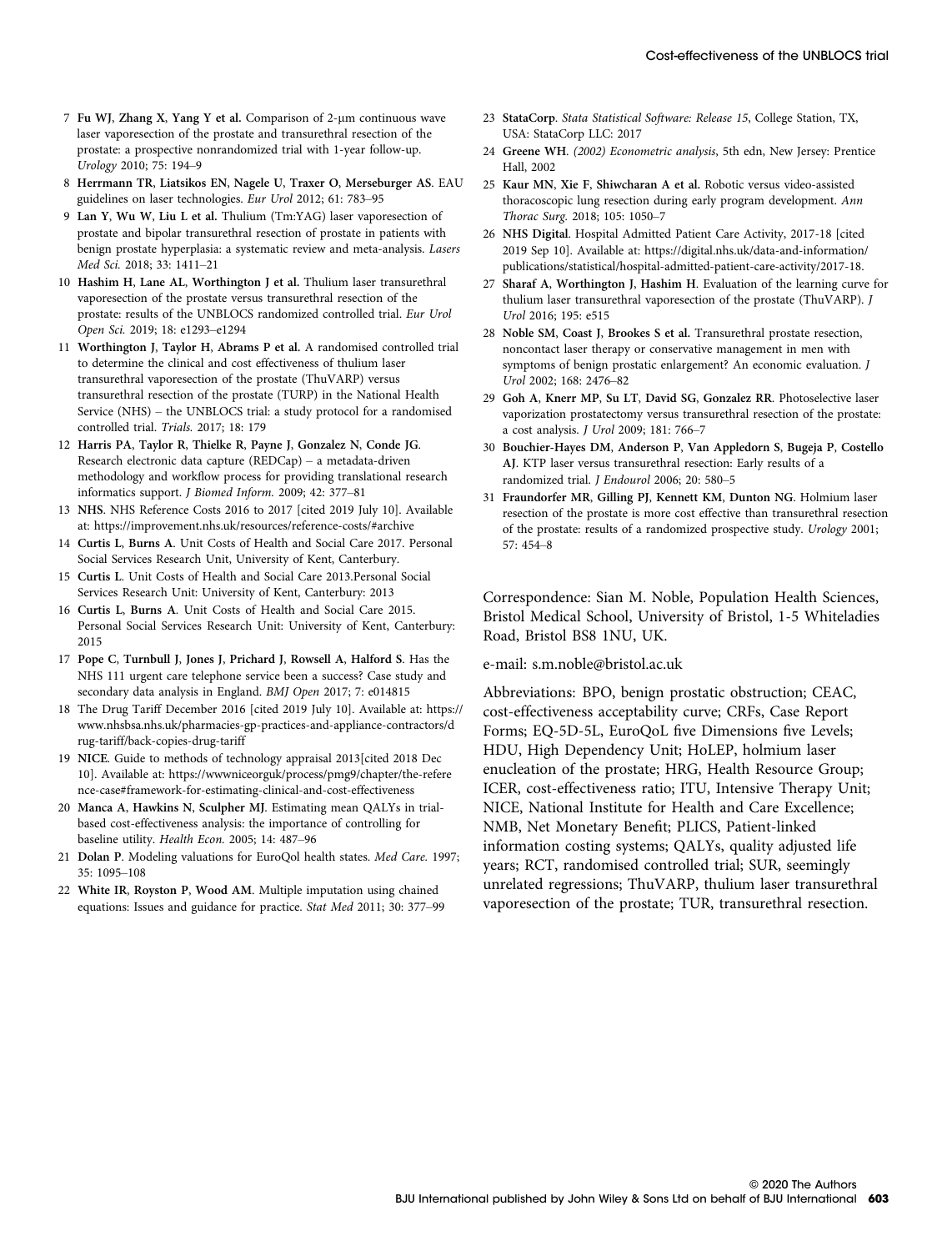7 **Fu WJ, Zhang X, Yang Y et al.** Comparison of 2-μm continuous wave laser vaporesection of the prostate and transurethral resection of the prostate: a prospective nonrandomized trial with 1-year follow-up. *Urology* 2010; 75: 194–9

8 **Herrmann TR, Liatsikos EN, Nagele U, Traxer O, Merseburger AS.** EAU guidelines on laser technologies. *Eur Urol* 2012; 61: 783–95

9 **Lan Y, Wu W, Liu L et al.** Thulium (Tm:YAG) laser vaporesection of prostate and bipolar transurethral resection of prostate in patients with benign prostate hyperplasia: a systematic review and meta-analysis. *Lasers Med Sci.* 2018; 33: 1411–21

10 **Hashim H, Lane AL, Worthington J et al.** Thulium laser transurethral vaporesection of the prostate versus transurethral resection of the prostate: results of the UNBLOCS randomized controlled trial. *Eur Urol Open Sci.* 2019; 18: e1293–e1294

11 **Worthington J, Taylor H, Abrams P et al.** A randomised controlled trial to determine the clinical and cost effectiveness of thulium laser transurethral vaporesection of the prostate (ThuVARP) versus transurethral resection of the prostate (TURP) in the National Health Service (NHS) – the UNBLOCS trial: a study protocol for a randomised controlled trial. *Trials.* 2017; 18: 179

12 **Harris PA, Taylor R, Thielke R, Payne J, Gonzalez N, Conde JG.** Research electronic data capture (REDCap) – a metadata-driven methodology and workflow process for providing translational research informatics support. *J Biomed Inform.* 2009; 42: 377–81

13 **NHS.** NHS Reference Costs 2016 to 2017 [cited 2019 July 10]. Available at: https://improvement.nhs.uk/resources/reference-costs/#archive

14 **Curtis L, Burns A.** Unit Costs of Health and Social Care 2017. Personal Social Services Research Unit, University of Kent, Canterbury.

15 **Curtis L.** Unit Costs of Health and Social Care 2013.Personal Social Services Research Unit: University of Kent, Canterbury: 2013

16 **Curtis L, Burns A.** Unit Costs of Health and Social Care 2015. Personal Social Services Research Unit: University of Kent, Canterbury: 2015

17 **Pope C, Turnbull J, Jones J, Prichard J, Rowsell A, Halford S.** Has the NHS 111 urgent care telephone service been a success? Case study and secondary data analysis in England. *BMJ Open* 2017; 7: e014815

18 The Drug Tariff December 2016 [cited 2019 July 10]. Available at: https://www.nhsbsa.nhs.uk/pharmacies-gp-practices-and-appliance-contractors/drug-tariff/back-copies-drug-tariff

19 **NICE.** Guide to methods of technology appraisal 2013[cited 2018 Dec 10]. Available at: https://wwwniceorguk/process/pmg9/chapter/the-reference-case#framework-for-estimating-clinical-and-cost-effectiveness

20 **Manca A, Hawkins N, Sculpher MJ.** Estimating mean QALYs in trial-based cost-effectiveness analysis: the importance of controlling for baseline utility. *Health Econ.* 2005; 14: 487–96

21 **Dolan P.** Modeling valuations for EuroQol health states. *Med Care.* 1997; 35: 1095–108

22 **White IR, Royston P, Wood AM.** Multiple imputation using chained equations: Issues and guidance for practice. *Stat Med* 2011; 30: 377–99

23 **StataCorp.** *Stata Statistical Software: Release 15*, College Station, TX, USA: StataCorp LLC: 2017

24 **Greene WH.** *(2002) Econometric analysis*, 5th edn, New Jersey: Prentice Hall, 2002

25 **Kaur MN, Xie F, Shiwcharan A et al.** Robotic versus video-assisted thoracoscopic lung resection during early program development. *Ann Thorac Surg.* 2018; 105: 1050–7

26 **NHS Digital.** Hospital Admitted Patient Care Activity, 2017-18 [cited 2019 Sep 10]. Available at: https://digital.nhs.uk/data-and-information/publications/statistical/hospital-admitted-patient-care-activity/2017-18.

27 **Sharaf A, Worthington J, Hashim H.** Evaluation of the learning curve for thulium laser transurethral vaporesection of the prostate (ThuVARP). *J Urol* 2016; 195: e515

28 **Noble SM, Coast J, Brookes S et al.** Transurethral prostate resection, noncontact laser therapy or conservative management in men with symptoms of benign prostatic enlargement? An economic evaluation. *J Urol* 2002; 168: 2476–82

29 **Goh A, Knerr MP, Su LT, David SG, Gonzalez RR.** Photoselective laser vaporization prostatectomy versus transurethral resection of the prostate: a cost analysis. *J Urol* 2009; 181: 766–7

30 **Bouchier-Hayes DM, Anderson P, Van Appledorn S, Bugeja P, Costello AJ.** KTP laser versus transurethral resection: Early results of a randomized trial. *J Endourol* 2006; 20: 580–5

31 **Fraundorfer MR, Gilling PJ, Kennett KM, Dunton NG.** Holmium laser resection of the prostate is more cost effective than transurethral resection of the prostate: results of a randomized prospective study. *Urology* 2001; 57: 454–8

Correspondence: Sian M. Noble, Population Health Sciences, Bristol Medical School, University of Bristol, 1-5 Whiteladies Road, Bristol BS8 1NU, UK.

e-mail: s.m.noble@bristol.ac.uk

Abbreviations: BPO, benign prostatic obstruction; CEAC, cost-effectiveness acceptability curve; CRFs, Case Report Forms; EQ-5D-5L, EuroQoL five Dimensions five Levels; HDU, High Dependency Unit; HoLEP, holmium laser enucleation of the prostate; HRG, Health Resource Group; ICER, cost-effectiveness ratio; ITU, Intensive Therapy Unit; NICE, National Institute for Health and Care Excellence; NMB, Net Monetary Benefit; PLICS, Patient-linked information costing systems; QALYs, quality adjusted life years; RCT, randomised controlled trial; SUR, seemingly unrelated regressions; ThuVARP, thulium laser transurethral vaporesection of the prostate; TUR, transurethral resection.